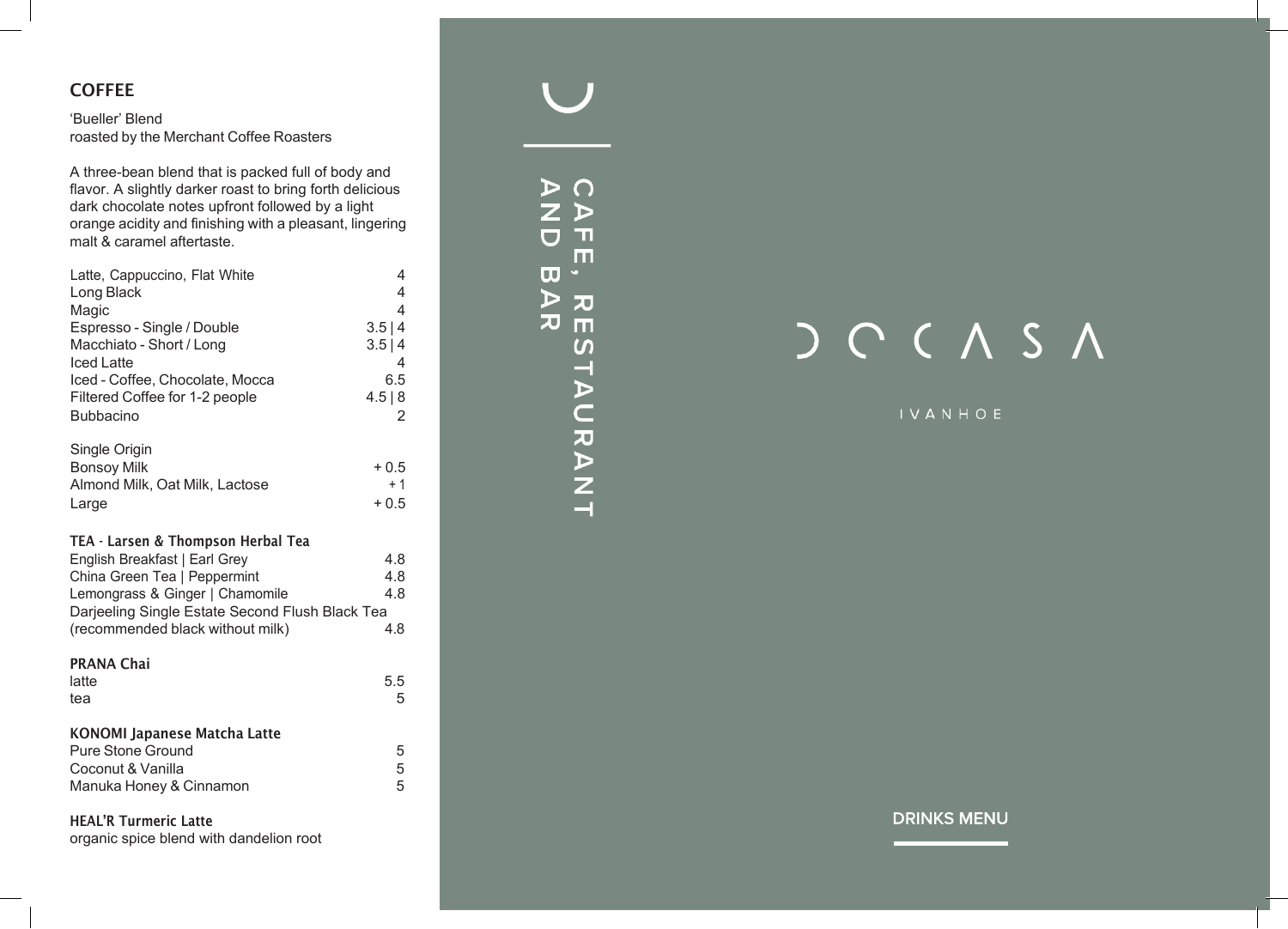## COFFEE

'Bueller' Blend
roasted by the Merchant Coffee Roasters

A three-bean blend that is packed full of body and flavor. A slightly darker roast to bring forth delicious dark chocolate notes upfront followed by a light orange acidity and finishing with a pleasant, lingering malt & caramel aftertaste.

| | |
|---|---|
| Latte, Cappuccino, Flat White | 4 |
| Long Black | 4 |
| Magic | 4 |
| Espresso - Single / Double | 3.5 \| 4 |
| Macchiato - Short / Long | 3.5 \| 4 |
| Iced Latte | 4 |
| Iced - Coffee, Chocolate, Mocca | 6.5 |
| Filtered Coffee for 1-2 people | 4.5 \| 8 |
| Bubbacino | 2 |

| | |
|---|---|
| Single Origin | |
| Bonsoy Milk | + 0.5 |
| Almond Milk, Oat Milk, Lactose | + 1 |
| Large | + 0.5 |

### TEA - Larsen & Thompson Herbal Tea

| | |
|---|---|
| English Breakfast \| Earl Grey | 4.8 |
| China Green Tea \| Peppermint | 4.8 |
| Lemongrass & Ginger \| Chamomile | 4.8 |
| Darjeeling Single Estate Second Flush Black Tea (recommended black without milk) | 4.8 |

### PRANA Chai

| | |
|---|---|
| latte | 5.5 |
| tea | 5 |

### KONOMI Japanese Matcha Latte

| | |
|---|---|
| Pure Stone Ground | 5 |
| Coconut & Vanilla | 5 |
| Manuka Honey & Cinnamon | 5 |

### HEAL'R Turmeric Latte

organic spice blend with dandelion root

CAFE, RESTAURANT AND BAR

# DOCASA

IVANHOE

DRINKS MENU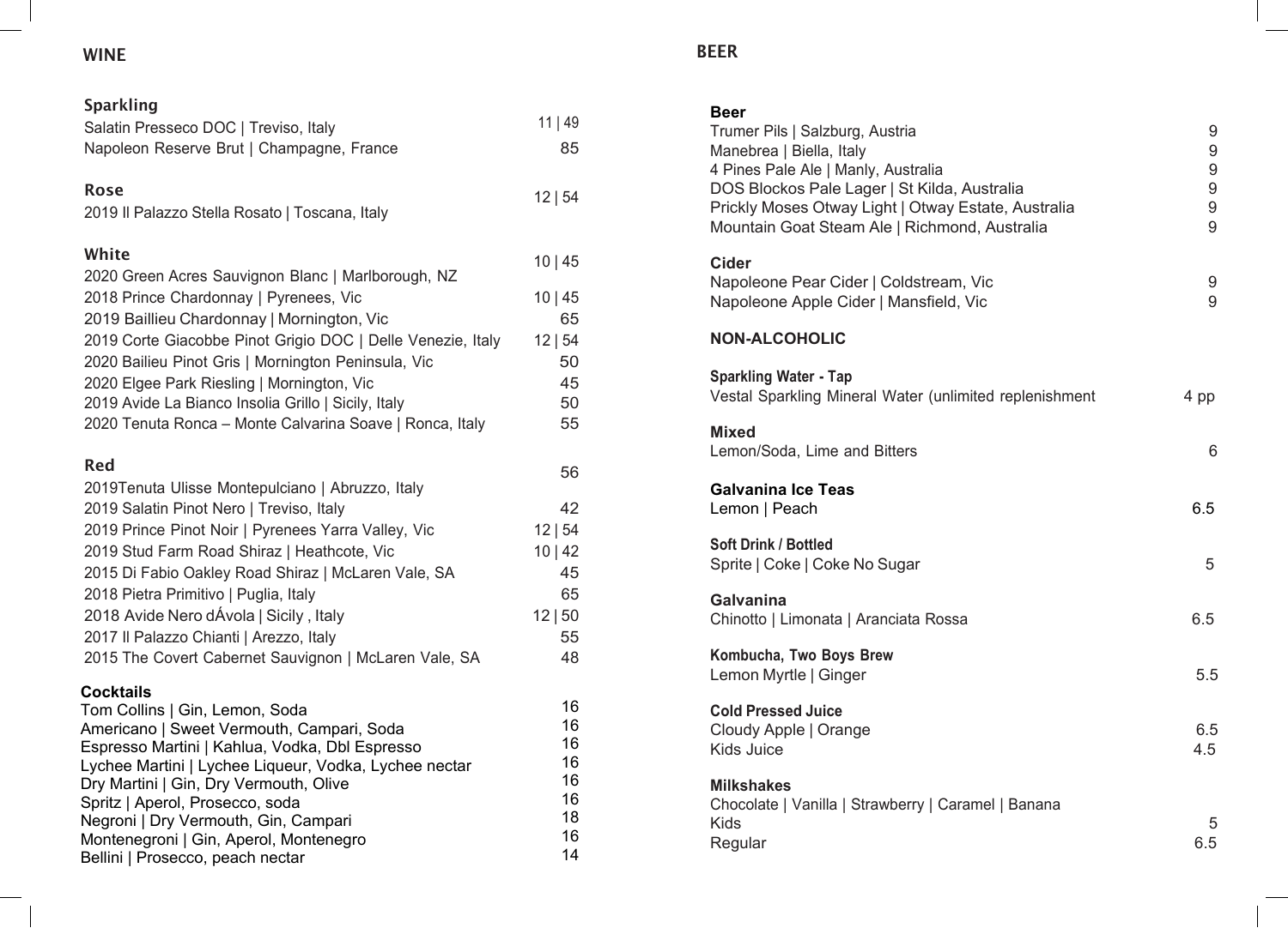## WINE

### Sparkling

| | |
|---|---|
| Salatin Presseco DOC \| Treviso, Italy | 11 \| 49 |
| Napoleon Reserve Brut \| Champagne, France | 85 |

### Rose

| | |
|---|---|
| 2019 Il Palazzo Stella Rosato \| Toscana, Italy | 12 \| 54 |

### White

| | |
|---|---|
| 2020 Green Acres Sauvignon Blanc \| Marlborough, NZ | 10 \| 45 |
| 2018 Prince Chardonnay \| Pyrenees, Vic | 10 \| 45 |
| 2019 Baillieu Chardonnay \| Mornington, Vic | 65 |
| 2019 Corte Giacobbe Pinot Grigio DOC \| Delle Venezie, Italy | 12 \| 54 |
| 2020 Bailieu Pinot Gris \| Mornington Peninsula, Vic | 50 |
| 2020 Elgee Park Riesling \| Mornington, Vic | 45 |
| 2019 Avide La Bianco Insolia Grillo \| Sicily, Italy | 50 |
| 2020 Tenuta Ronca – Monte Calvarina Soave \| Ronca, Italy | 55 |

### Red

| | |
|---|---|
| 2019Tenuta Ulisse Montepulciano \| Abruzzo, Italy | 56 |
| 2019 Salatin Pinot Nero \| Treviso, Italy | 42 |
| 2019 Prince Pinot Noir \| Pyrenees Yarra Valley, Vic | 12 \| 54 |
| 2019 Stud Farm Road Shiraz \| Heathcote, Vic | 10 \| 42 |
| 2015 Di Fabio Oakley Road Shiraz \| McLaren Vale, SA | 45 |
| 2018 Pietra Primitivo \| Puglia, Italy | 65 |
| 2018 Avide Nero dÁvola \| Sicily , Italy | 12 \| 50 |
| 2017 Il Palazzo Chianti \| Arezzo, Italy | 55 |
| 2015 The Covert Cabernet Sauvignon \| McLaren Vale, SA | 48 |

### Cocktails

| | |
|---|---|
| Tom Collins \| Gin, Lemon, Soda | 16 |
| Americano \| Sweet Vermouth, Campari, Soda | 16 |
| Espresso Martini \| Kahlua, Vodka, Dbl Espresso | 16 |
| Lychee Martini \| Lychee Liqueur, Vodka, Lychee nectar | 16 |
| Dry Martini \| Gin, Dry Vermouth, Olive | 16 |
| Spritz \| Aperol, Prosecco, soda | 16 |
| Negroni \| Dry Vermouth, Gin, Campari | 18 |
| Montenegroni \| Gin, Aperol, Montenegro | 16 |
| Bellini \| Prosecco, peach nectar | 14 |

## BEER

### Beer

| | |
|---|---|
| Trumer Pils \| Salzburg, Austria | 9 |
| Manebrea \| Biella, Italy | 9 |
| 4 Pines Pale Ale \| Manly, Australia | 9 |
| DOS Blockos Pale Lager \| St Kilda, Australia | 9 |
| Prickly Moses Otway Light \| Otway Estate, Australia | 9 |
| Mountain Goat Steam Ale \| Richmond, Australia | 9 |

### Cider

| | |
|---|---|
| Napoleone Pear Cider \| Coldstream, Vic | 9 |
| Napoleone Apple Cider \| Mansfield, Vic | 9 |

## NON-ALCOHOLIC

### Sparkling Water - Tap

| | |
|---|---|
| Vestal Sparkling Mineral Water (unlimited replenishment | 4 pp |

### Mixed

| | |
|---|---|
| Lemon/Soda, Lime and Bitters | 6 |

### Galvanina Ice Teas

| | |
|---|---|
| Lemon \| Peach | 6.5 |

### Soft Drink / Bottled

| | |
|---|---|
| Sprite \| Coke \| Coke No Sugar | 5 |

### Galvanina

| | |
|---|---|
| Chinotto \| Limonata \| Aranciata Rossa | 6.5 |

### Kombucha, Two Boys Brew

| | |
|---|---|
| Lemon Myrtle \| Ginger | 5.5 |

### Cold Pressed Juice

| | |
|---|---|
| Cloudy Apple \| Orange | 6.5 |
| Kids Juice | 4.5 |

### Milkshakes

Chocolate | Vanilla | Strawberry | Caramel | Banana

| | |
|---|---|
| Kids | 5 |
| Regular | 6.5 |